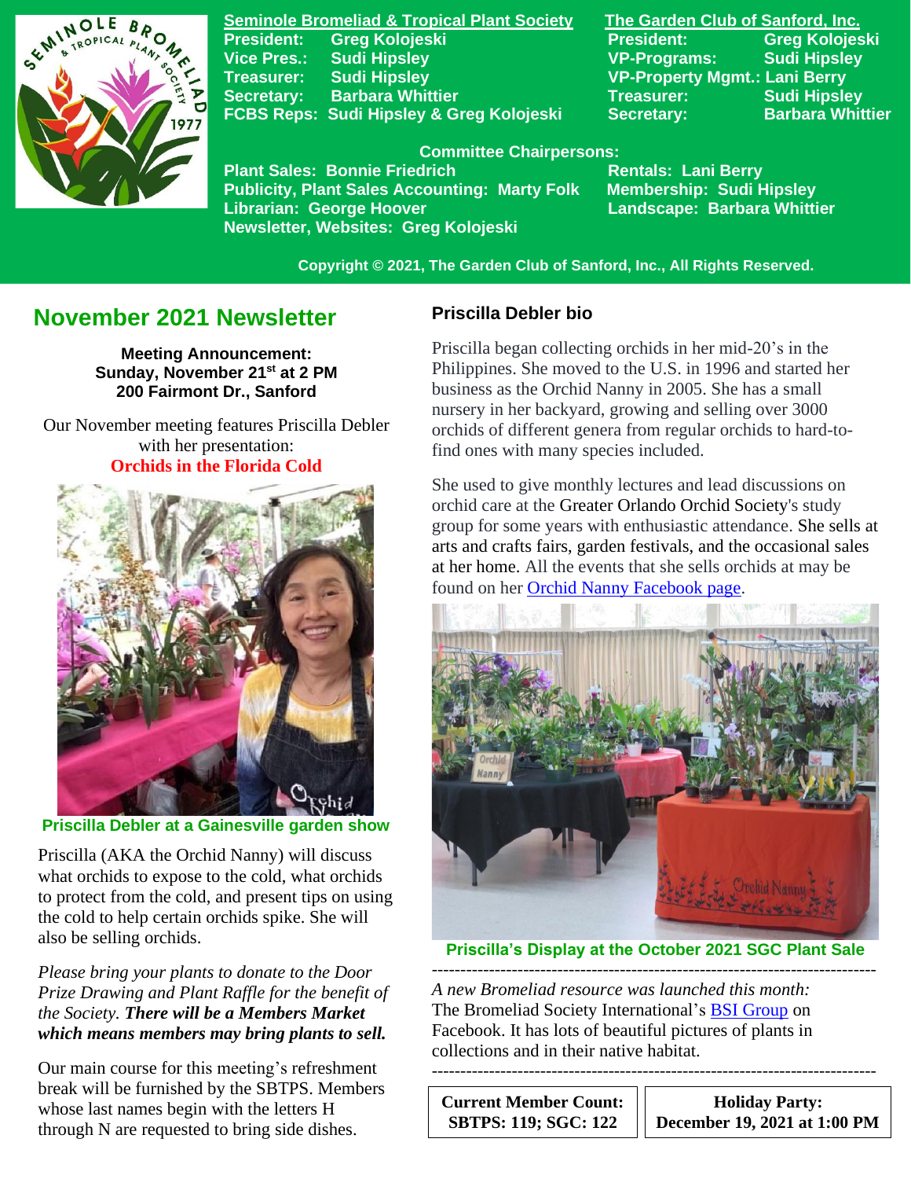**Seminole Bromeliad & Tropical Plant Society**
President: Greg Kolojeski
Vice Pres.: Sudi Hipsley
Treasurer: Sudi Hipsley
Secretary: Barbara Whittier
FCBS Reps: Sudi Hipsley & Greg Kolojeski

**The Garden Club of Sanford, Inc.**
President: Greg Kolojeski
VP-Programs: Sudi Hipsley
VP-Property Mgmt.: Lani Berry
Treasurer: Sudi Hipsley
Secretary: Barbara Whittier

**Committee Chairpersons:**
Plant Sales: Bonnie Friedrich
Publicity, Plant Sales Accounting: Marty Folk
Librarian: George Hoover
Newsletter, Websites: Greg Kolojeski
Rentals: Lani Berry
Membership: Sudi Hipsley
Landscape: Barbara Whittier

Copyright © 2021, The Garden Club of Sanford, Inc., All Rights Reserved.

# November 2021 Newsletter

**Meeting Announcement:**
**Sunday, November 21st at 2 PM**
**200 Fairmont Dr., Sanford**

Our November meeting features Priscilla Debler with her presentation:
**Orchids in the Florida Cold**

Priscilla Debler at a Gainesville garden show

Priscilla (AKA the Orchid Nanny) will discuss what orchids to expose to the cold, what orchids to protect from the cold, and present tips on using the cold to help certain orchids spike. She will also be selling orchids.

*Please bring your plants to donate to the Door Prize Drawing and Plant Raffle for the benefit of the Society.* ***There will be a Members Market which means members may bring plants to sell.***

Our main course for this meeting's refreshment break will be furnished by the SBTPS. Members whose last names begin with the letters H through N are requested to bring side dishes.

## Priscilla Debler bio

Priscilla began collecting orchids in her mid-20's in the Philippines. She moved to the U.S. in 1996 and started her business as the Orchid Nanny in 2005. She has a small nursery in her backyard, growing and selling over 3000 orchids of different genera from regular orchids to hard-to-find ones with many species included.

She used to give monthly lectures and lead discussions on orchid care at the Greater Orlando Orchid Society's study group for some years with enthusiastic attendance. She sells at arts and crafts fairs, garden festivals, and the occasional sales at her home. All the events that she sells orchids at may be found on her Orchid Nanny Facebook page.

Priscilla's Display at the October 2021 SGC Plant Sale

---

*A new Bromeliad resource was launched this month:*
The Bromeliad Society International's BSI Group on Facebook. It has lots of beautiful pictures of plants in collections and in their native habitat.

---

**Current Member Count:**
**SBTPS: 119; SGC: 122**

**Holiday Party:**
**December 19, 2021 at 1:00 PM**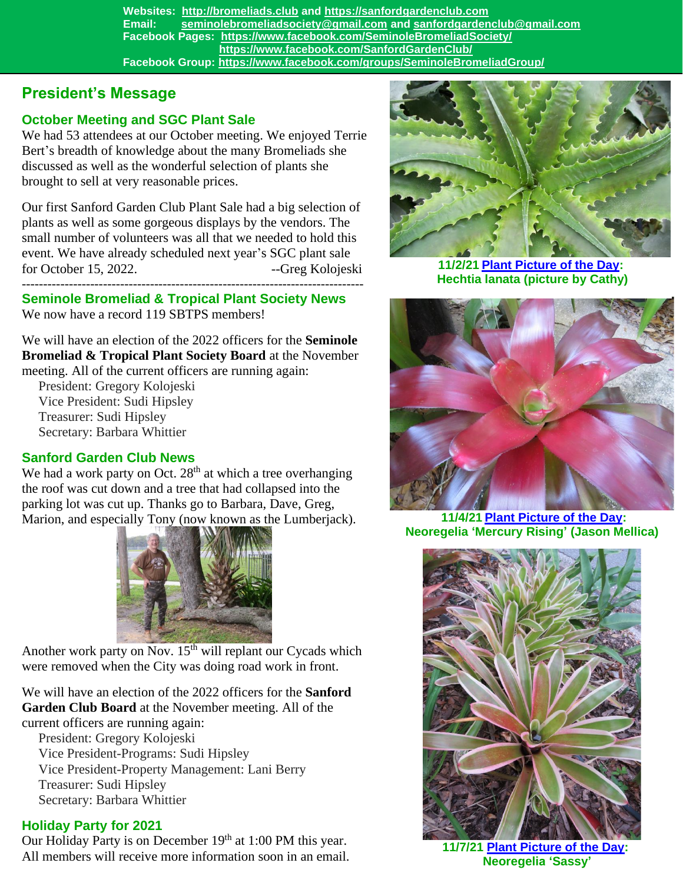**Websites:** http://bromeliads.club and https://sanfordgardenclub.com
**Email:** seminolebromeliadsociety@gmail.com and sanfordgardenclub@gmail.com
**Facebook Pages:** https://www.facebook.com/SeminoleBromeliadSociety/
https://www.facebook.com/SanfordGardenClub/
**Facebook Group:** https://www.facebook.com/groups/SeminoleBromeliadGroup/

## President's Message

### October Meeting and SGC Plant Sale

We had 53 attendees at our October meeting. We enjoyed Terrie Bert's breadth of knowledge about the many Bromeliads she discussed as well as the wonderful selection of plants she brought to sell at very reasonable prices.

Our first Sanford Garden Club Plant Sale had a big selection of plants as well as some gorgeous displays by the vendors. The small number of volunteers was all that we needed to hold this event. We have already scheduled next year's SGC plant sale for October 15, 2022. --Greg Kolojeski

---

### Seminole Bromeliad & Tropical Plant Society News

We now have a record 119 SBTPS members!

We will have an election of the 2022 officers for the **Seminole Bromeliad & Tropical Plant Society Board** at the November meeting. All of the current officers are running again:

- President: Gregory Kolojeski
- Vice President: Sudi Hipsley
- Treasurer: Sudi Hipsley
- Secretary: Barbara Whittier

### Sanford Garden Club News

We had a work party on Oct. 28th at which a tree overhanging the roof was cut down and a tree that had collapsed into the parking lot was cut up. Thanks go to Barbara, Dave, Greg, Marion, and especially Tony (now known as the Lumberjack).

Another work party on Nov. 15th will replant our Cycads which were removed when the City was doing road work in front.

We will have an election of the 2022 officers for the **Sanford Garden Club Board** at the November meeting. All of the current officers are running again:

- President: Gregory Kolojeski
- Vice President-Programs: Sudi Hipsley
- Vice President-Property Management: Lani Berry
- Treasurer: Sudi Hipsley
- Secretary: Barbara Whittier

### Holiday Party for 2021

Our Holiday Party is on December 19th at 1:00 PM this year. All members will receive more information soon in an email.

**11/2/21 Plant Picture of the Day: Hechtia lanata (picture by Cathy)**

**11/4/21 Plant Picture of the Day: Neoregelia 'Mercury Rising' (Jason Mellica)**

**11/7/21 Plant Picture of the Day: Neoregelia 'Sassy'**